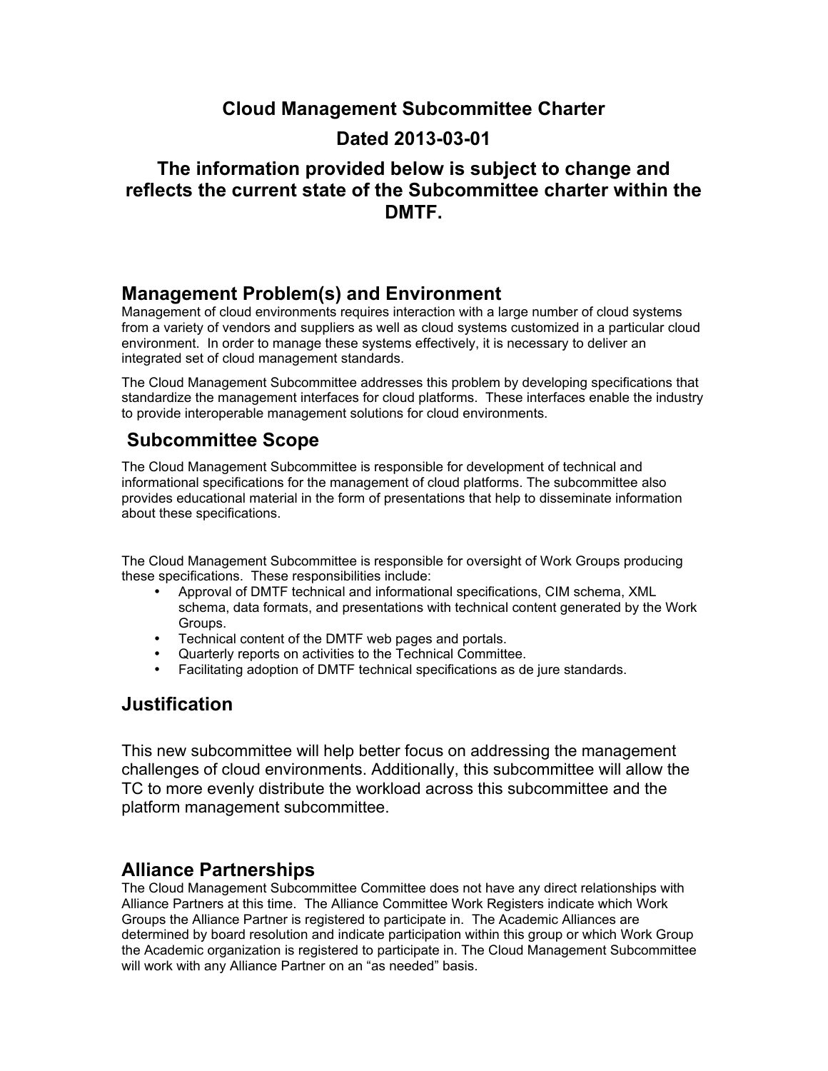# Cloud Management Subcommittee Charter

# Dated 2013-03-01

## The information provided below is subject to change and reflects the current state of the Subcommittee charter within the DMTF.

## Management Problem(s) and Environment

Management of cloud environments requires interaction with a large number of cloud systems from a variety of vendors and suppliers as well as cloud systems customized in a particular cloud environment. In order to manage these systems effectively, it is necessary to deliver an integrated set of cloud management standards.

The Cloud Management Subcommittee addresses this problem by developing specifications that standardize the management interfaces for cloud platforms. These interfaces enable the industry to provide interoperable management solutions for cloud environments.

## Subcommittee Scope

The Cloud Management Subcommittee is responsible for development of technical and informational specifications for the management of cloud platforms. The subcommittee also provides educational material in the form of presentations that help to disseminate information about these specifications.

The Cloud Management Subcommittee is responsible for oversight of Work Groups producing these specifications. These responsibilities include:

- Approval of DMTF technical and informational specifications, CIM schema, XML schema, data formats, and presentations with technical content generated by the Work Groups.
- Technical content of the DMTF web pages and portals.
- Quarterly reports on activities to the Technical Committee.
- Facilitating adoption of DMTF technical specifications as de jure standards.

## Justification

This new subcommittee will help better focus on addressing the management challenges of cloud environments. Additionally, this subcommittee will allow the TC to more evenly distribute the workload across this subcommittee and the platform management subcommittee.

## Alliance Partnerships

The Cloud Management Subcommittee Committee does not have any direct relationships with Alliance Partners at this time. The Alliance Committee Work Registers indicate which Work Groups the Alliance Partner is registered to participate in. The Academic Alliances are determined by board resolution and indicate participation within this group or which Work Group the Academic organization is registered to participate in. The Cloud Management Subcommittee will work with any Alliance Partner on an "as needed" basis.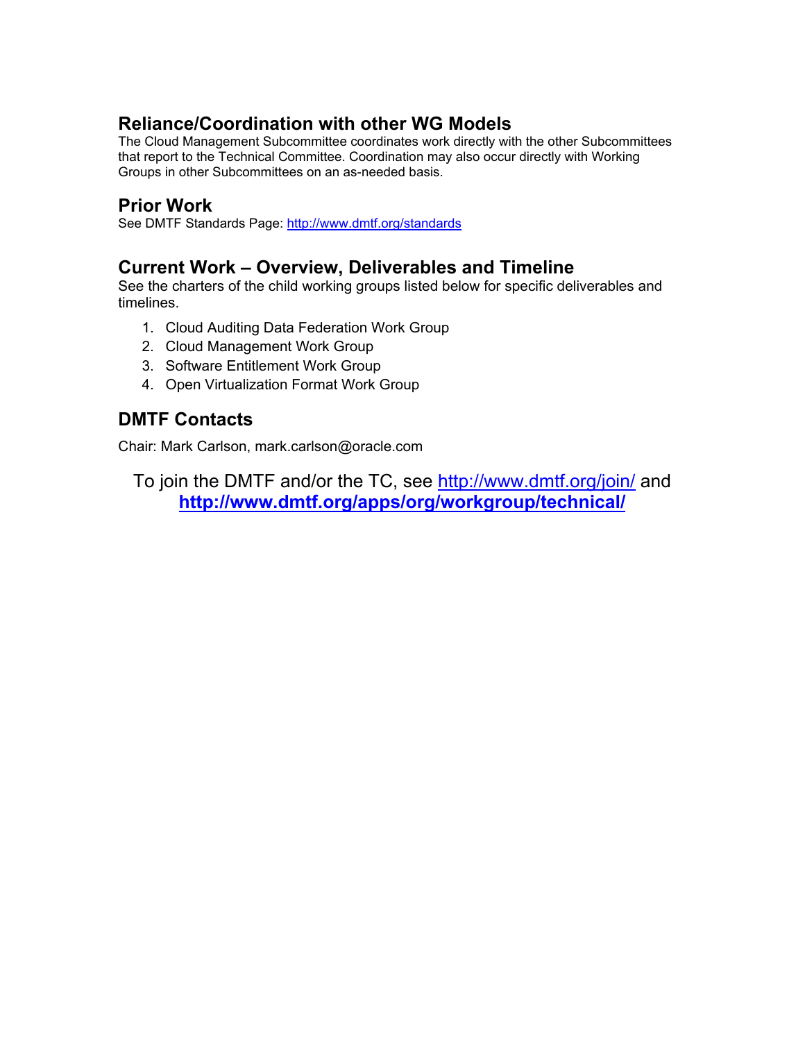## Reliance/Coordination with other WG Models

The Cloud Management Subcommittee coordinates work directly with the other Subcommittees that report to the Technical Committee. Coordination may also occur directly with Working Groups in other Subcommittees on an as-needed basis.

## Prior Work

See DMTF Standards Page: http://www.dmtf.org/standards

## Current Work – Overview, Deliverables and Timeline

See the charters of the child working groups listed below for specific deliverables and timelines.

1. Cloud Auditing Data Federation Work Group
2. Cloud Management Work Group
3. Software Entitlement Work Group
4. Open Virtualization Format Work Group

## DMTF Contacts

Chair: Mark Carlson, mark.carlson@oracle.com

To join the DMTF and/or the TC, see http://www.dmtf.org/join/ and **http://www.dmtf.org/apps/org/workgroup/technical/**